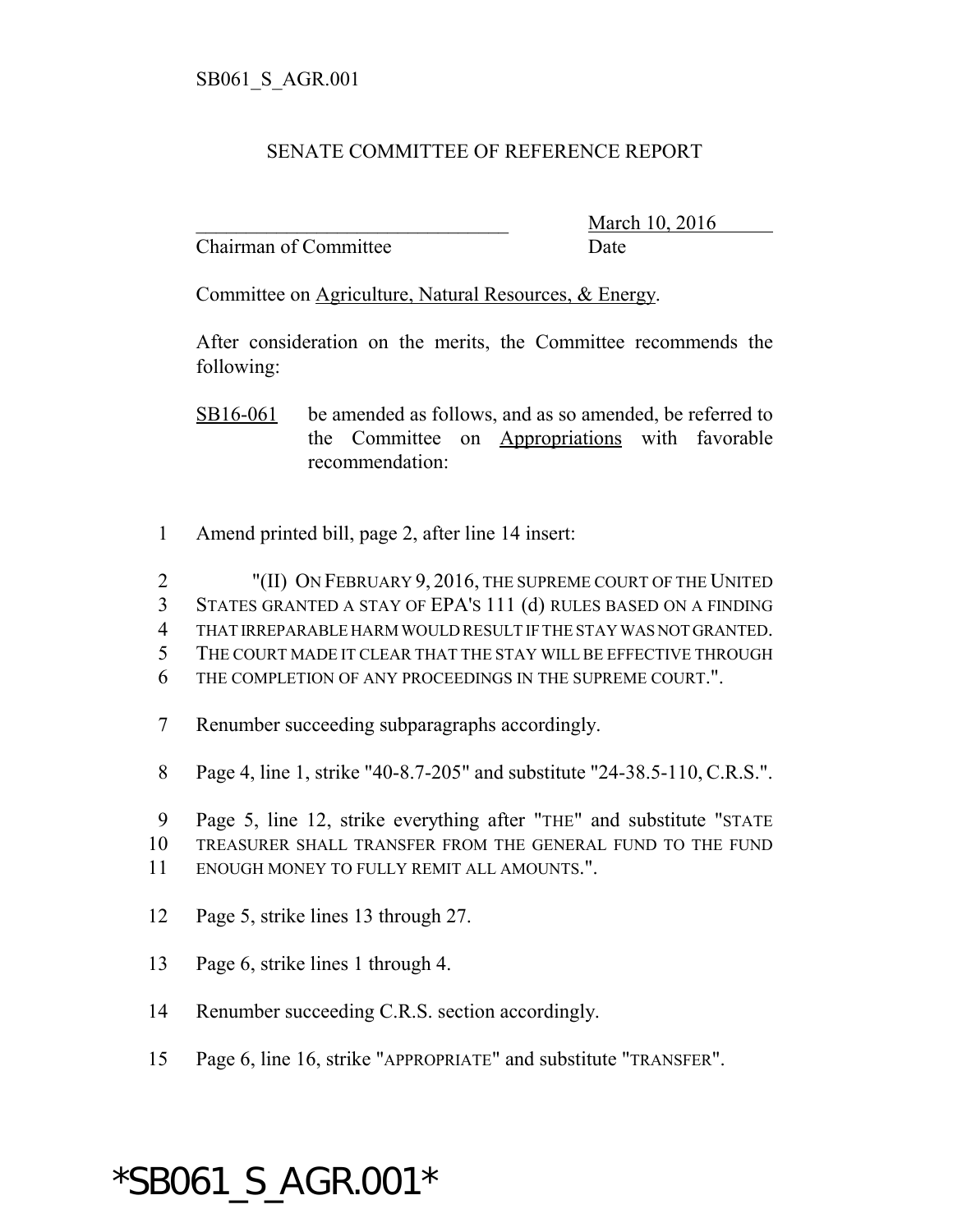SB061_S_AGR.001

# SENATE COMMITTEE OF REFERENCE REPORT

________________________________ March 10, 2016
Chairman of Committee Date

Committee on Agriculture, Natural Resources, & Energy.

After consideration on the merits, the Committee recommends the following:

SB16-061 be amended as follows, and as so amended, be referred to the Committee on Appropriations with favorable recommendation:

1 Amend printed bill, page 2, after line 14 insert:

2 "(II) ON FEBRUARY 9, 2016, THE SUPREME COURT OF THE UNITED
3 STATES GRANTED A STAY OF EPA'S 111 (d) RULES BASED ON A FINDING
4 THAT IRREPARABLE HARM WOULD RESULT IF THE STAY WAS NOT GRANTED.
5 THE COURT MADE IT CLEAR THAT THE STAY WILL BE EFFECTIVE THROUGH
6 THE COMPLETION OF ANY PROCEEDINGS IN THE SUPREME COURT.".

7 Renumber succeeding subparagraphs accordingly.

8 Page 4, line 1, strike "40-8.7-205" and substitute "24-38.5-110, C.R.S.".

9 Page 5, line 12, strike everything after "THE" and substitute "STATE
10 TREASURER SHALL TRANSFER FROM THE GENERAL FUND TO THE FUND
11 ENOUGH MONEY TO FULLY REMIT ALL AMOUNTS.".

12 Page 5, strike lines 13 through 27.

13 Page 6, strike lines 1 through 4.

14 Renumber succeeding C.R.S. section accordingly.

15 Page 6, line 16, strike "APPROPRIATE" and substitute "TRANSFER".

*SB061_S_AGR.001*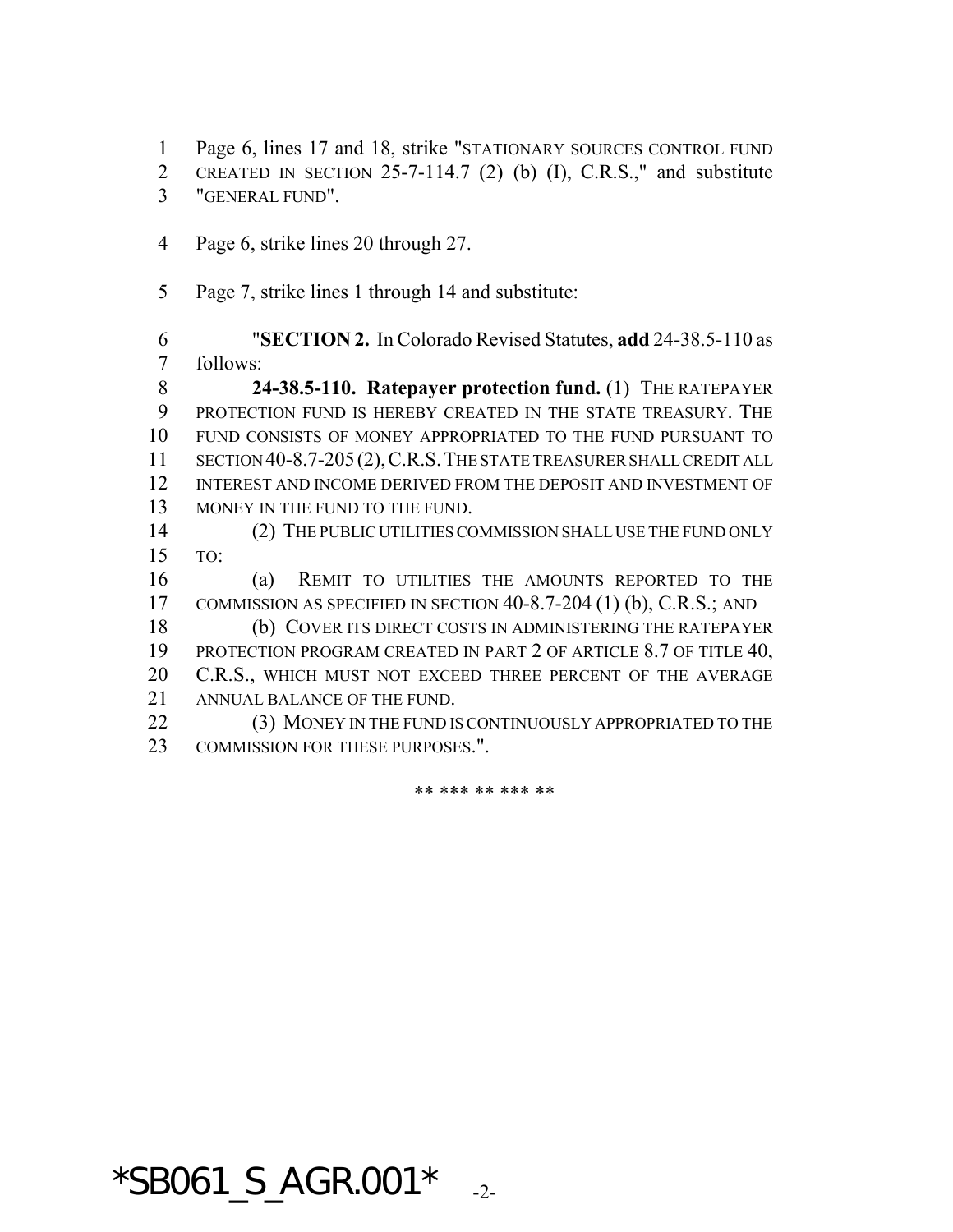Page 6, lines 17 and 18, strike "STATIONARY SOURCES CONTROL FUND CREATED IN SECTION 25-7-114.7 (2) (b) (I), C.R.S.," and substitute "GENERAL FUND".

Page 6, strike lines 20 through 27.

Page 7, strike lines 1 through 14 and substitute:

"**SECTION 2.** In Colorado Revised Statutes, **add** 24-38.5-110 as follows:

**24-38.5-110. Ratepayer protection fund.** (1) THE RATEPAYER PROTECTION FUND IS HEREBY CREATED IN THE STATE TREASURY. THE FUND CONSISTS OF MONEY APPROPRIATED TO THE FUND PURSUANT TO SECTION 40-8.7-205 (2), C.R.S. THE STATE TREASURER SHALL CREDIT ALL INTEREST AND INCOME DERIVED FROM THE DEPOSIT AND INVESTMENT OF MONEY IN THE FUND TO THE FUND.

(2) THE PUBLIC UTILITIES COMMISSION SHALL USE THE FUND ONLY TO:

(a) REMIT TO UTILITIES THE AMOUNTS REPORTED TO THE COMMISSION AS SPECIFIED IN SECTION 40-8.7-204 (1) (b), C.R.S.; AND

(b) COVER ITS DIRECT COSTS IN ADMINISTERING THE RATEPAYER PROTECTION PROGRAM CREATED IN PART 2 OF ARTICLE 8.7 OF TITLE 40, C.R.S., WHICH MUST NOT EXCEED THREE PERCENT OF THE AVERAGE ANNUAL BALANCE OF THE FUND.

(3) MONEY IN THE FUND IS CONTINUOUSLY APPROPRIATED TO THE COMMISSION FOR THESE PURPOSES.".

** *** ** *** **

*SB061_S_AGR.001*